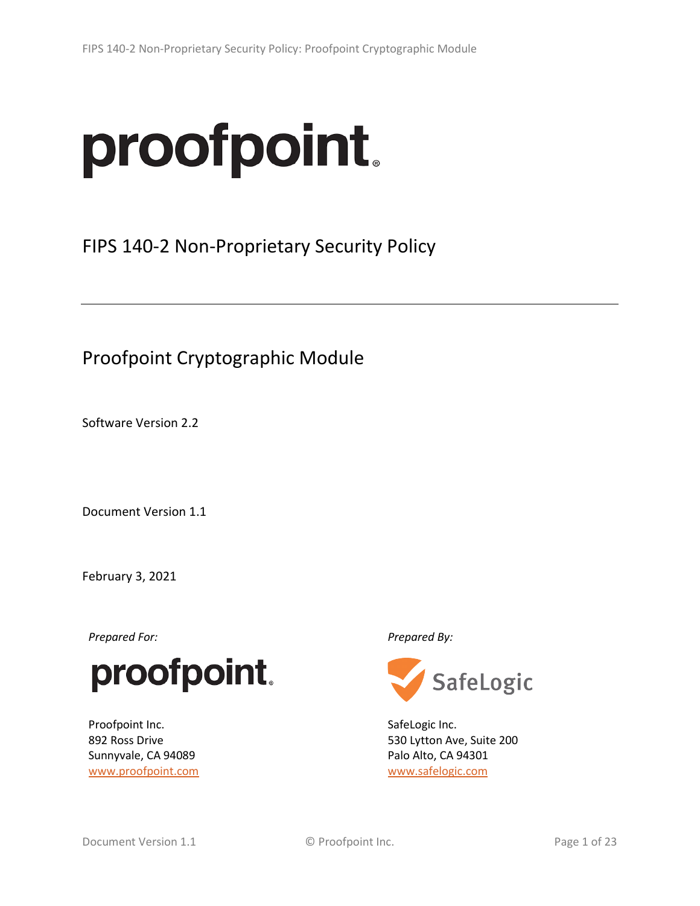# proofpoint

## FIPS 140-2 Non-Proprietary Security Policy

## Proofpoint Cryptographic Module

Software Version 2.2

Document Version 1.1

February 3, 2021

*Prepared For:*

proofpoint

Proofpoint Inc.
892 Ross Drive
Sunnyvale, CA 94089
www.proofpoint.com

*Prepared By:*

SafeLogic

SafeLogic Inc.
530 Lytton Ave, Suite 200
Palo Alto, CA 94301
www.safelogic.com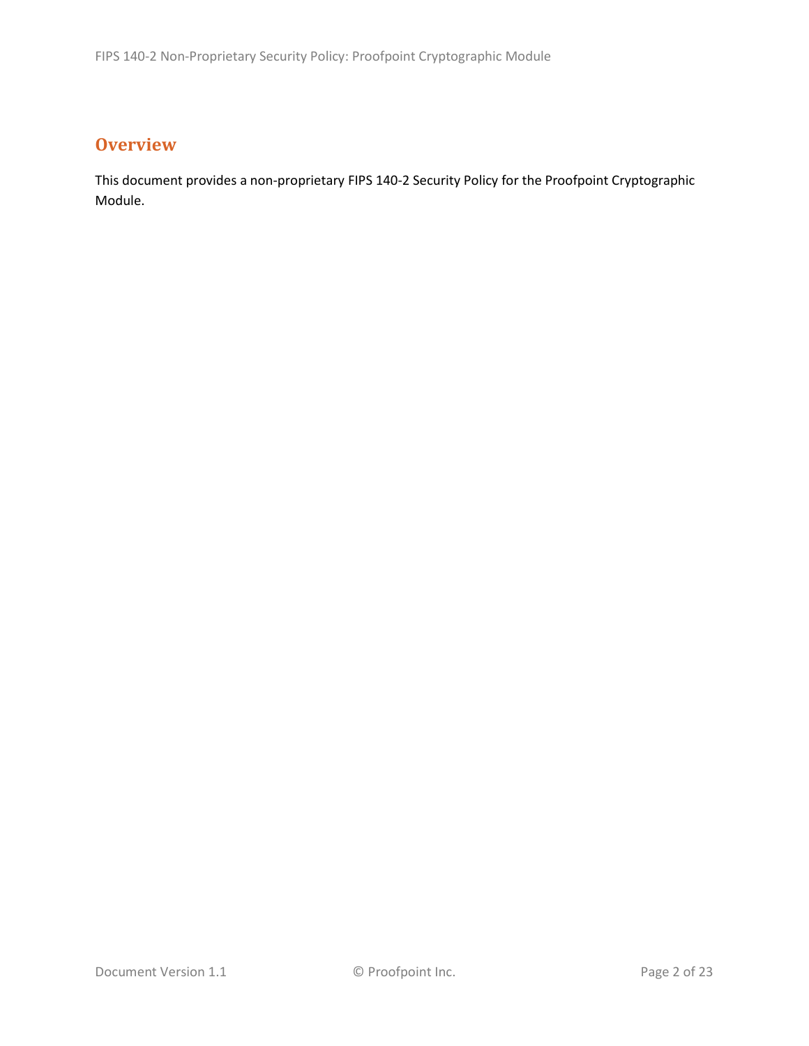## Overview

This document provides a non-proprietary FIPS 140-2 Security Policy for the Proofpoint Cryptographic Module.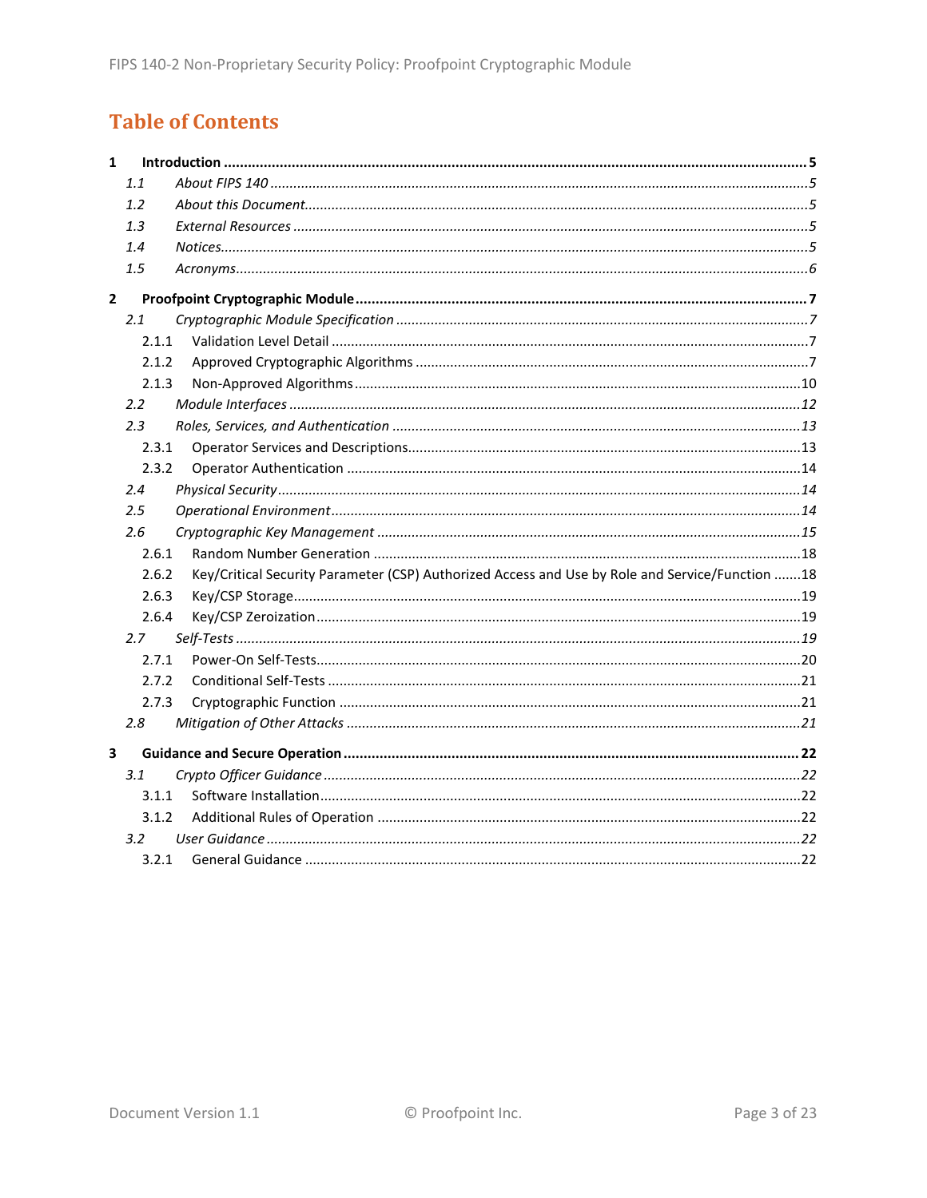# Table of Contents

**1 Introduction .......... 5**

- *1.1 About FIPS 140 .......... 5*
- *1.2 About this Document .......... 5*
- *1.3 External Resources .......... 5*
- *1.4 Notices .......... 5*
- *1.5 Acronyms .......... 6*

**2 Proofpoint Cryptographic Module .......... 7**

- *2.1 Cryptographic Module Specification .......... 7*
  - 2.1.1 Validation Level Detail .......... 7
  - 2.1.2 Approved Cryptographic Algorithms .......... 7
  - 2.1.3 Non-Approved Algorithms .......... 10
- *2.2 Module Interfaces .......... 12*
- *2.3 Roles, Services, and Authentication .......... 13*
  - 2.3.1 Operator Services and Descriptions .......... 13
  - 2.3.2 Operator Authentication .......... 14
- *2.4 Physical Security .......... 14*
- *2.5 Operational Environment .......... 14*
- *2.6 Cryptographic Key Management .......... 15*
  - 2.6.1 Random Number Generation .......... 18
  - 2.6.2 Key/Critical Security Parameter (CSP) Authorized Access and Use by Role and Service/Function .......... 18
  - 2.6.3 Key/CSP Storage .......... 19
  - 2.6.4 Key/CSP Zeroization .......... 19
- *2.7 Self-Tests .......... 19*
  - 2.7.1 Power-On Self-Tests .......... 20
  - 2.7.2 Conditional Self-Tests .......... 21
  - 2.7.3 Cryptographic Function .......... 21
- *2.8 Mitigation of Other Attacks .......... 21*

**3 Guidance and Secure Operation .......... 22**

- *3.1 Crypto Officer Guidance .......... 22*
  - 3.1.1 Software Installation .......... 22
  - 3.1.2 Additional Rules of Operation .......... 22
- *3.2 User Guidance .......... 22*
  - 3.2.1 General Guidance .......... 22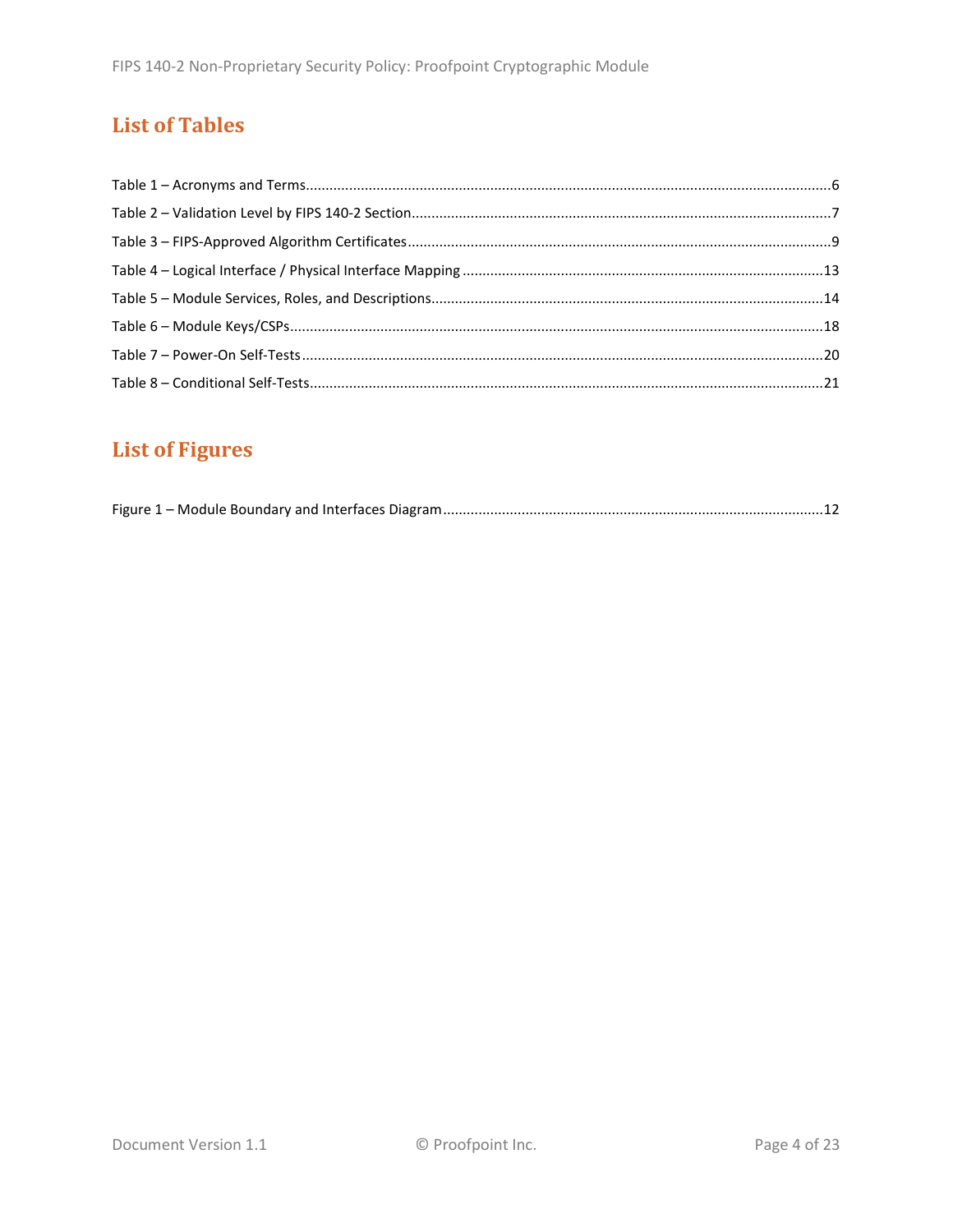## List of Tables

Table 1 – Acronyms and Terms....6
Table 2 – Validation Level by FIPS 140-2 Section....7
Table 3 – FIPS-Approved Algorithm Certificates....9
Table 4 – Logical Interface / Physical Interface Mapping....13
Table 5 – Module Services, Roles, and Descriptions....14
Table 6 – Module Keys/CSPs....18
Table 7 – Power-On Self-Tests....20
Table 8 – Conditional Self-Tests....21

## List of Figures

Figure 1 – Module Boundary and Interfaces Diagram....12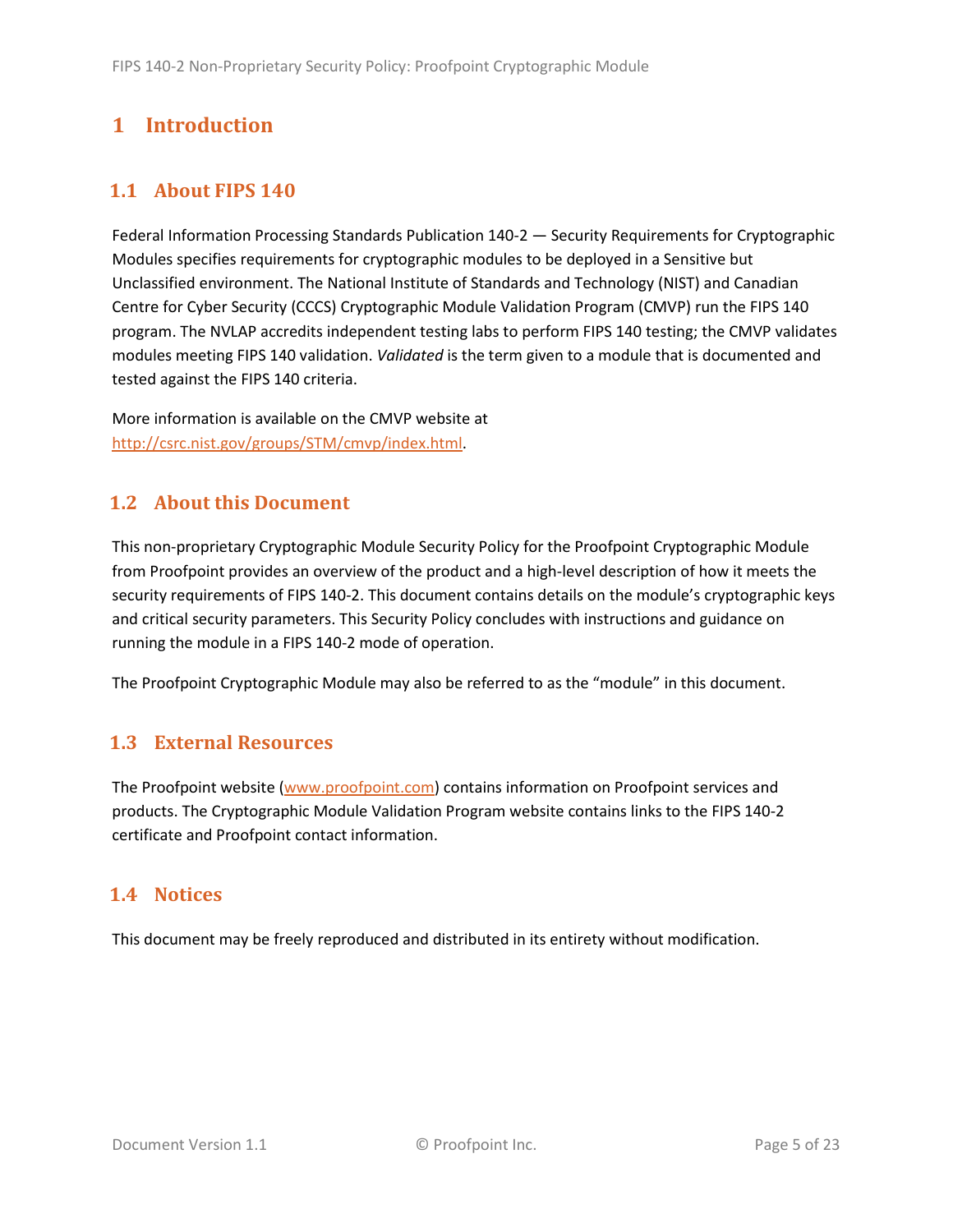# 1 Introduction

## 1.1 About FIPS 140

Federal Information Processing Standards Publication 140-2 — Security Requirements for Cryptographic Modules specifies requirements for cryptographic modules to be deployed in a Sensitive but Unclassified environment. The National Institute of Standards and Technology (NIST) and Canadian Centre for Cyber Security (CCCS) Cryptographic Module Validation Program (CMVP) run the FIPS 140 program. The NVLAP accredits independent testing labs to perform FIPS 140 testing; the CMVP validates modules meeting FIPS 140 validation. *Validated* is the term given to a module that is documented and tested against the FIPS 140 criteria.

More information is available on the CMVP website at [http://csrc.nist.gov/groups/STM/cmvp/index.html](http://csrc.nist.gov/groups/STM/cmvp/index.html).

## 1.2 About this Document

This non-proprietary Cryptographic Module Security Policy for the Proofpoint Cryptographic Module from Proofpoint provides an overview of the product and a high-level description of how it meets the security requirements of FIPS 140-2. This document contains details on the module's cryptographic keys and critical security parameters. This Security Policy concludes with instructions and guidance on running the module in a FIPS 140-2 mode of operation.

The Proofpoint Cryptographic Module may also be referred to as the "module" in this document.

## 1.3 External Resources

The Proofpoint website ([www.proofpoint.com](www.proofpoint.com)) contains information on Proofpoint services and products. The Cryptographic Module Validation Program website contains links to the FIPS 140-2 certificate and Proofpoint contact information.

## 1.4 Notices

This document may be freely reproduced and distributed in its entirety without modification.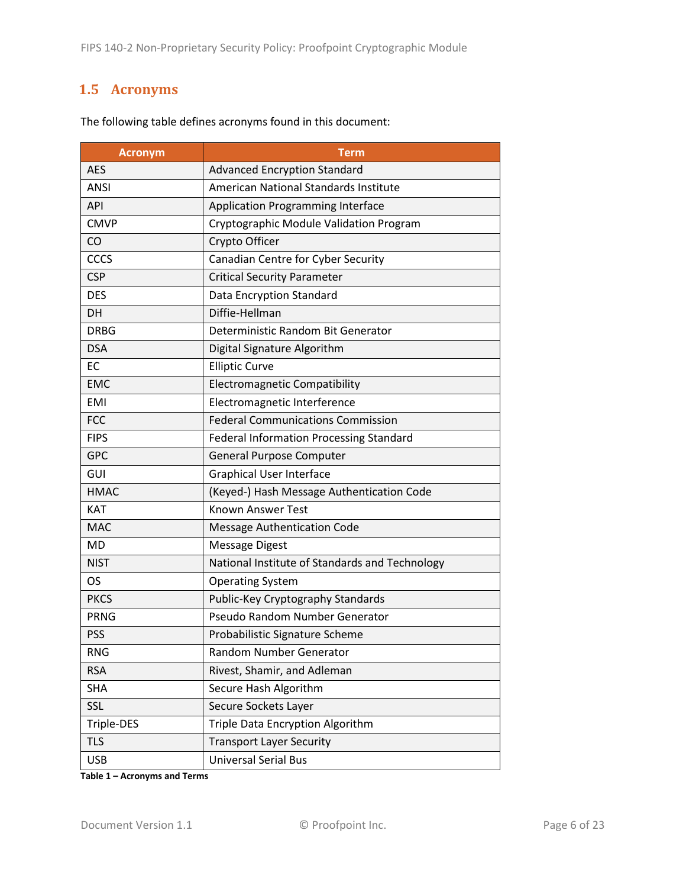## 1.5 Acronyms

The following table defines acronyms found in this document:

| Acronym | Term |
|---|---|
| AES | Advanced Encryption Standard |
| ANSI | American National Standards Institute |
| API | Application Programming Interface |
| CMVP | Cryptographic Module Validation Program |
| CO | Crypto Officer |
| CCCS | Canadian Centre for Cyber Security |
| CSP | Critical Security Parameter |
| DES | Data Encryption Standard |
| DH | Diffie-Hellman |
| DRBG | Deterministic Random Bit Generator |
| DSA | Digital Signature Algorithm |
| EC | Elliptic Curve |
| EMC | Electromagnetic Compatibility |
| EMI | Electromagnetic Interference |
| FCC | Federal Communications Commission |
| FIPS | Federal Information Processing Standard |
| GPC | General Purpose Computer |
| GUI | Graphical User Interface |
| HMAC | (Keyed-) Hash Message Authentication Code |
| KAT | Known Answer Test |
| MAC | Message Authentication Code |
| MD | Message Digest |
| NIST | National Institute of Standards and Technology |
| OS | Operating System |
| PKCS | Public-Key Cryptography Standards |
| PRNG | Pseudo Random Number Generator |
| PSS | Probabilistic Signature Scheme |
| RNG | Random Number Generator |
| RSA | Rivest, Shamir, and Adleman |
| SHA | Secure Hash Algorithm |
| SSL | Secure Sockets Layer |
| Triple-DES | Triple Data Encryption Algorithm |
| TLS | Transport Layer Security |
| USB | Universal Serial Bus |

**Table 1 – Acronyms and Terms**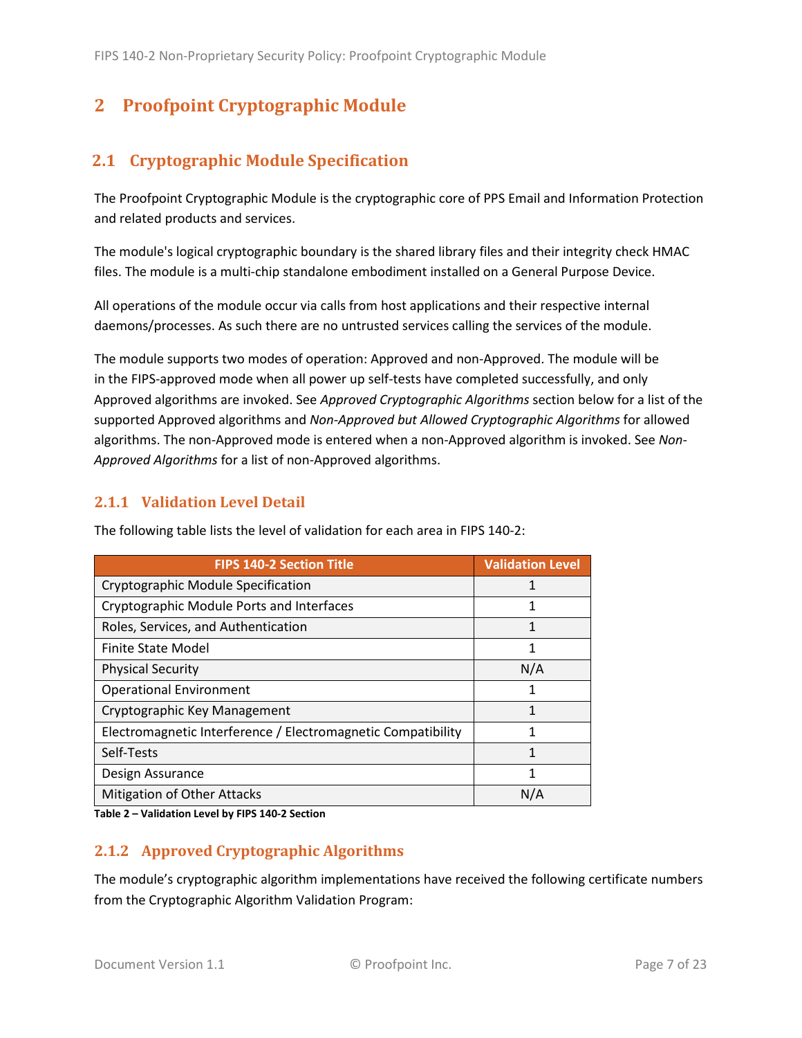# 2 Proofpoint Cryptographic Module

## 2.1 Cryptographic Module Specification

The Proofpoint Cryptographic Module is the cryptographic core of PPS Email and Information Protection and related products and services.

The module's logical cryptographic boundary is the shared library files and their integrity check HMAC files. The module is a multi-chip standalone embodiment installed on a General Purpose Device.

All operations of the module occur via calls from host applications and their respective internal daemons/processes. As such there are no untrusted services calling the services of the module.

The module supports two modes of operation: Approved and non-Approved. The module will be in the FIPS-approved mode when all power up self-tests have completed successfully, and only Approved algorithms are invoked. See *Approved Cryptographic Algorithms* section below for a list of the supported Approved algorithms and *Non-Approved but Allowed Cryptographic Algorithms* for allowed algorithms. The non-Approved mode is entered when a non-Approved algorithm is invoked. See *Non-Approved Algorithms* for a list of non-Approved algorithms.

### 2.1.1 Validation Level Detail

The following table lists the level of validation for each area in FIPS 140-2:

| FIPS 140-2 Section Title | Validation Level |
|---|---|
| Cryptographic Module Specification | 1 |
| Cryptographic Module Ports and Interfaces | 1 |
| Roles, Services, and Authentication | 1 |
| Finite State Model | 1 |
| Physical Security | N/A |
| Operational Environment | 1 |
| Cryptographic Key Management | 1 |
| Electromagnetic Interference / Electromagnetic Compatibility | 1 |
| Self-Tests | 1 |
| Design Assurance | 1 |
| Mitigation of Other Attacks | N/A |

**Table 2 – Validation Level by FIPS 140-2 Section**

### 2.1.2 Approved Cryptographic Algorithms

The module's cryptographic algorithm implementations have received the following certificate numbers from the Cryptographic Algorithm Validation Program: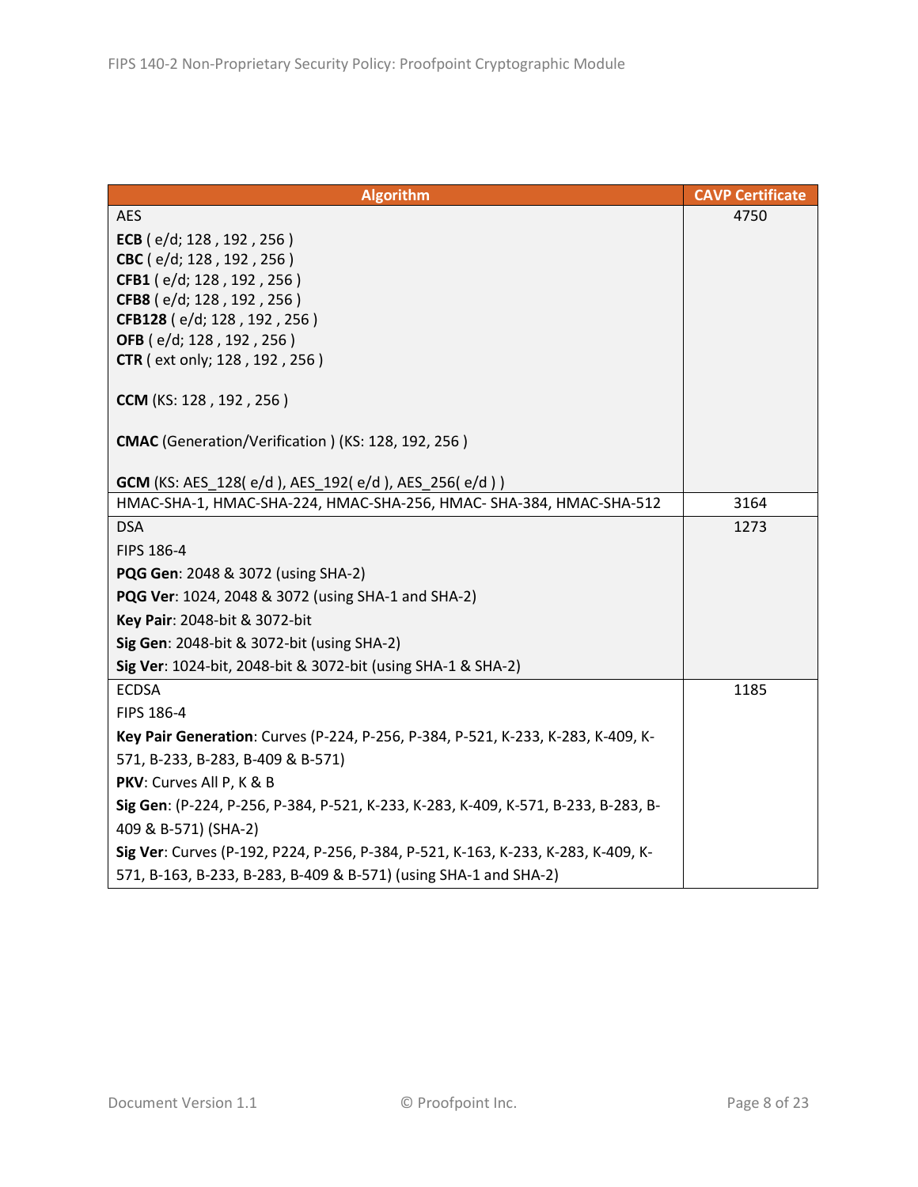| Algorithm | CAVP Certificate |
| --- | --- |
| AES<br><br>**ECB** ( e/d; 128 , 192 , 256 )<br>**CBC** ( e/d; 128 , 192 , 256 )<br>**CFB1** ( e/d; 128 , 192 , 256 )<br>**CFB8** ( e/d; 128 , 192 , 256 )<br>**CFB128** ( e/d; 128 , 192 , 256 )<br>**OFB** ( e/d; 128 , 192 , 256 )<br>**CTR** ( ext only; 128 , 192 , 256 )<br><br>**CCM** (KS: 128 , 192 , 256 )<br><br>**CMAC** (Generation/Verification ) (KS: 128, 192, 256 )<br><br>**GCM** (KS: AES_128( e/d ), AES_192( e/d ), AES_256( e/d ) ) | 4750 |
| HMAC-SHA-1, HMAC-SHA-224, HMAC-SHA-256, HMAC- SHA-384, HMAC-SHA-512 | 3164 |
| DSA<br>FIPS 186-4<br>**PQG Gen**: 2048 & 3072 (using SHA-2)<br>**PQG Ver**: 1024, 2048 & 3072 (using SHA-1 and SHA-2)<br>**Key Pair**: 2048-bit & 3072-bit<br>**Sig Gen**: 2048-bit & 3072-bit (using SHA-2)<br>**Sig Ver**: 1024-bit, 2048-bit & 3072-bit (using SHA-1 & SHA-2) | 1273 |
| ECDSA<br>FIPS 186-4<br>**Key Pair Generation**: Curves (P-224, P-256, P-384, P-521, K-233, K-283, K-409, K-571, B-233, B-283, B-409 & B-571)<br>**PKV**: Curves All P, K & B<br>**Sig Gen**: (P-224, P-256, P-384, P-521, K-233, K-283, K-409, K-571, B-233, B-283, B-409 & B-571) (SHA-2)<br>**Sig Ver**: Curves (P-192, P224, P-256, P-384, P-521, K-163, K-233, K-283, K-409, K-571, B-163, B-233, B-283, B-409 & B-571) (using SHA-1 and SHA-2) | 1185 |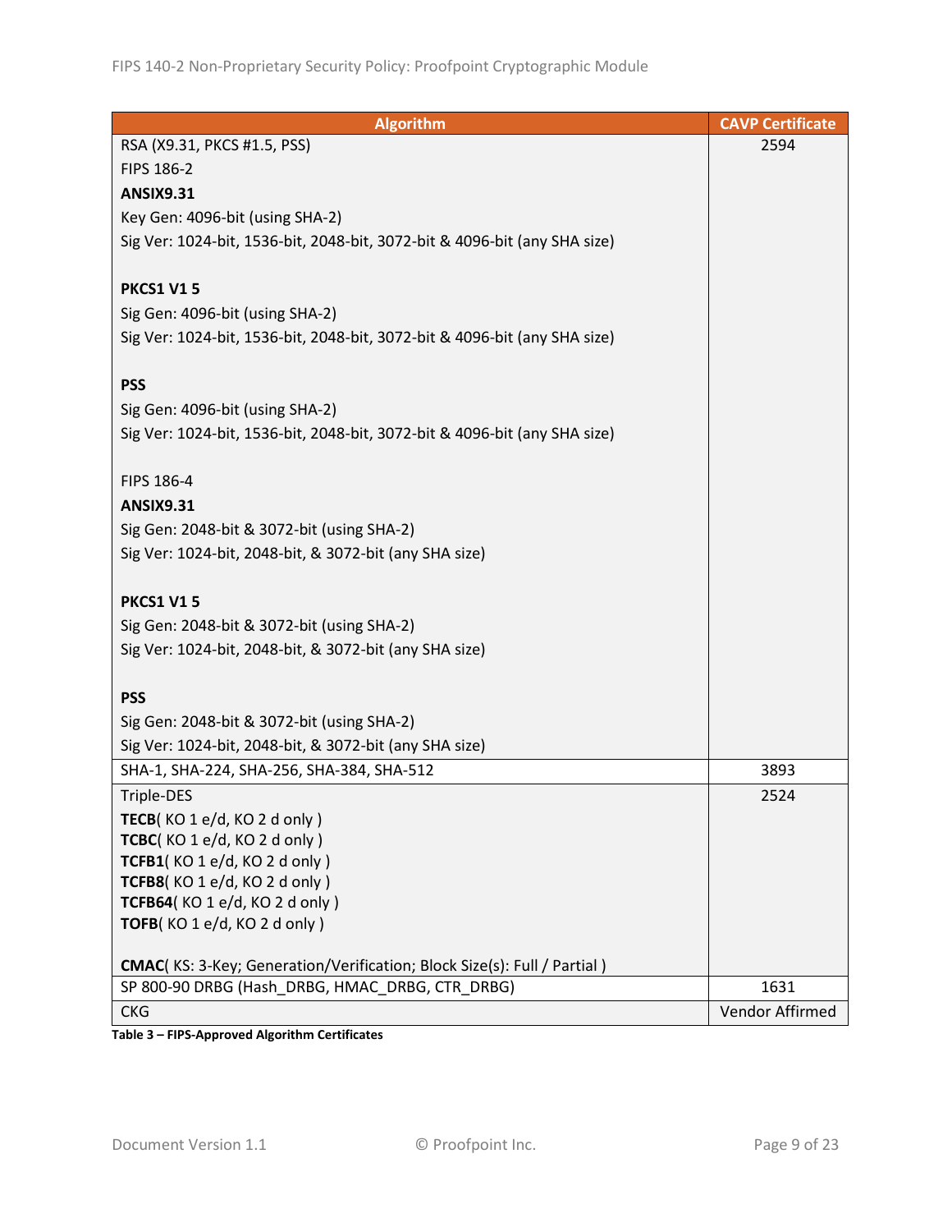| Algorithm | CAVP Certificate |
| --- | --- |
| RSA (X9.31, PKCS #1.5, PSS)<br>FIPS 186-2<br>**ANSIX9.31**<br>Key Gen: 4096-bit (using SHA-2)<br>Sig Ver: 1024-bit, 1536-bit, 2048-bit, 3072-bit & 4096-bit (any SHA size)<br><br>**PKCS1 V1 5**<br>Sig Gen: 4096-bit (using SHA-2)<br>Sig Ver: 1024-bit, 1536-bit, 2048-bit, 3072-bit & 4096-bit (any SHA size)<br><br>**PSS**<br>Sig Gen: 4096-bit (using SHA-2)<br>Sig Ver: 1024-bit, 1536-bit, 2048-bit, 3072-bit & 4096-bit (any SHA size)<br><br>FIPS 186-4<br>**ANSIX9.31**<br>Sig Gen: 2048-bit & 3072-bit (using SHA-2)<br>Sig Ver: 1024-bit, 2048-bit, & 3072-bit (any SHA size)<br><br>**PKCS1 V1 5**<br>Sig Gen: 2048-bit & 3072-bit (using SHA-2)<br>Sig Ver: 1024-bit, 2048-bit, & 3072-bit (any SHA size)<br><br>**PSS**<br>Sig Gen: 2048-bit & 3072-bit (using SHA-2)<br>Sig Ver: 1024-bit, 2048-bit, & 3072-bit (any SHA size) | 2594 |
| SHA-1, SHA-224, SHA-256, SHA-384, SHA-512 | 3893 |
| Triple-DES<br>**TECB**( KO 1 e/d, KO 2 d only )<br>**TCBC**( KO 1 e/d, KO 2 d only )<br>**TCFB1**( KO 1 e/d, KO 2 d only )<br>**TCFB8**( KO 1 e/d, KO 2 d only )<br>**TCFB64**( KO 1 e/d, KO 2 d only )<br>**TOFB**( KO 1 e/d, KO 2 d only )<br><br>**CMAC**( KS: 3-Key; Generation/Verification; Block Size(s): Full / Partial ) | 2524 |
| SP 800-90 DRBG (Hash_DRBG, HMAC_DRBG, CTR_DRBG) | 1631 |
| CKG | Vendor Affirmed |

**Table 3 – FIPS-Approved Algorithm Certificates**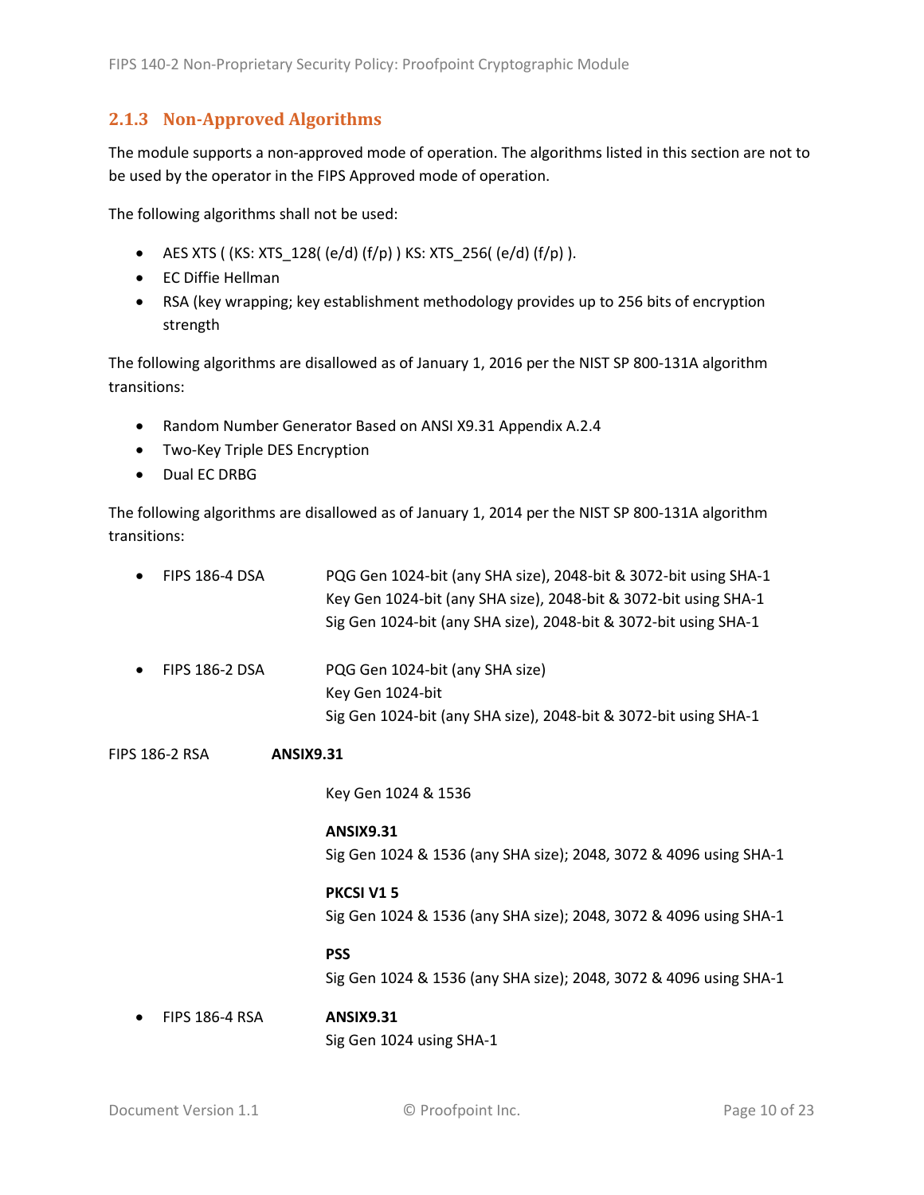### 2.1.3 Non-Approved Algorithms

The module supports a non-approved mode of operation. The algorithms listed in this section are not to be used by the operator in the FIPS Approved mode of operation.

The following algorithms shall not be used:

- AES XTS ( (KS: XTS_128( (e/d) (f/p) ) KS: XTS_256( (e/d) (f/p) ).
- EC Diffie Hellman
- RSA (key wrapping; key establishment methodology provides up to 256 bits of encryption strength

The following algorithms are disallowed as of January 1, 2016 per the NIST SP 800-131A algorithm transitions:

- Random Number Generator Based on ANSI X9.31 Appendix A.2.4
- Two-Key Triple DES Encryption
- Dual EC DRBG

The following algorithms are disallowed as of January 1, 2014 per the NIST SP 800-131A algorithm transitions:

- FIPS 186-4 DSA
  PQG Gen 1024-bit (any SHA size), 2048-bit & 3072-bit using SHA-1
  Key Gen 1024-bit (any SHA size), 2048-bit & 3072-bit using SHA-1
  Sig Gen 1024-bit (any SHA size), 2048-bit & 3072-bit using SHA-1

- FIPS 186-2 DSA
  PQG Gen 1024-bit (any SHA size)
  Key Gen 1024-bit
  Sig Gen 1024-bit (any SHA size), 2048-bit & 3072-bit using SHA-1

FIPS 186-2 RSA **ANSIX9.31**

Key Gen 1024 & 1536

**ANSIX9.31**
Sig Gen 1024 & 1536 (any SHA size); 2048, 3072 & 4096 using SHA-1

**PKCSI V1 5**
Sig Gen 1024 & 1536 (any SHA size); 2048, 3072 & 4096 using SHA-1

**PSS**
Sig Gen 1024 & 1536 (any SHA size); 2048, 3072 & 4096 using SHA-1

- FIPS 186-4 RSA **ANSIX9.31**
  Sig Gen 1024 using SHA-1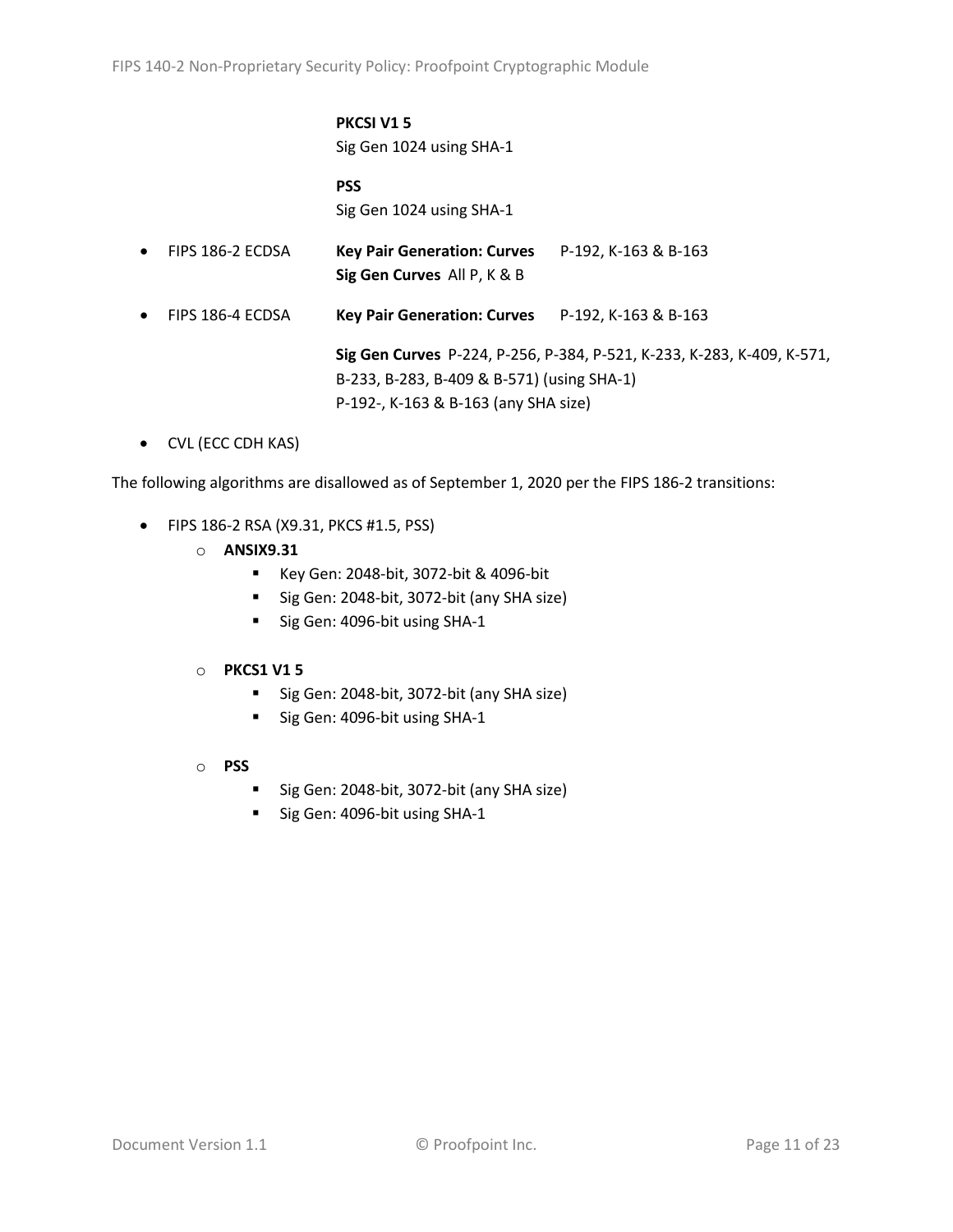**PKCSI V1 5**
Sig Gen 1024 using SHA-1

**PSS**
Sig Gen 1024 using SHA-1

- FIPS 186-2 ECDSA — **Key Pair Generation: Curves** P-192, K-163 & B-163
  **Sig Gen Curves** All P, K & B
- FIPS 186-4 ECDSA — **Key Pair Generation: Curves** P-192, K-163 & B-163

  **Sig Gen Curves** P-224, P-256, P-384, P-521, K-233, K-283, K-409, K-571, B-233, B-283, B-409 & B-571) (using SHA-1)
  P-192-, K-163 & B-163 (any SHA size)
- CVL (ECC CDH KAS)

The following algorithms are disallowed as of September 1, 2020 per the FIPS 186-2 transitions:

- FIPS 186-2 RSA (X9.31, PKCS #1.5, PSS)
  - **ANSIX9.31**
    - Key Gen: 2048-bit, 3072-bit & 4096-bit
    - Sig Gen: 2048-bit, 3072-bit (any SHA size)
    - Sig Gen: 4096-bit using SHA-1
  - **PKCS1 V1 5**
    - Sig Gen: 2048-bit, 3072-bit (any SHA size)
    - Sig Gen: 4096-bit using SHA-1
  - **PSS**
    - Sig Gen: 2048-bit, 3072-bit (any SHA size)
    - Sig Gen: 4096-bit using SHA-1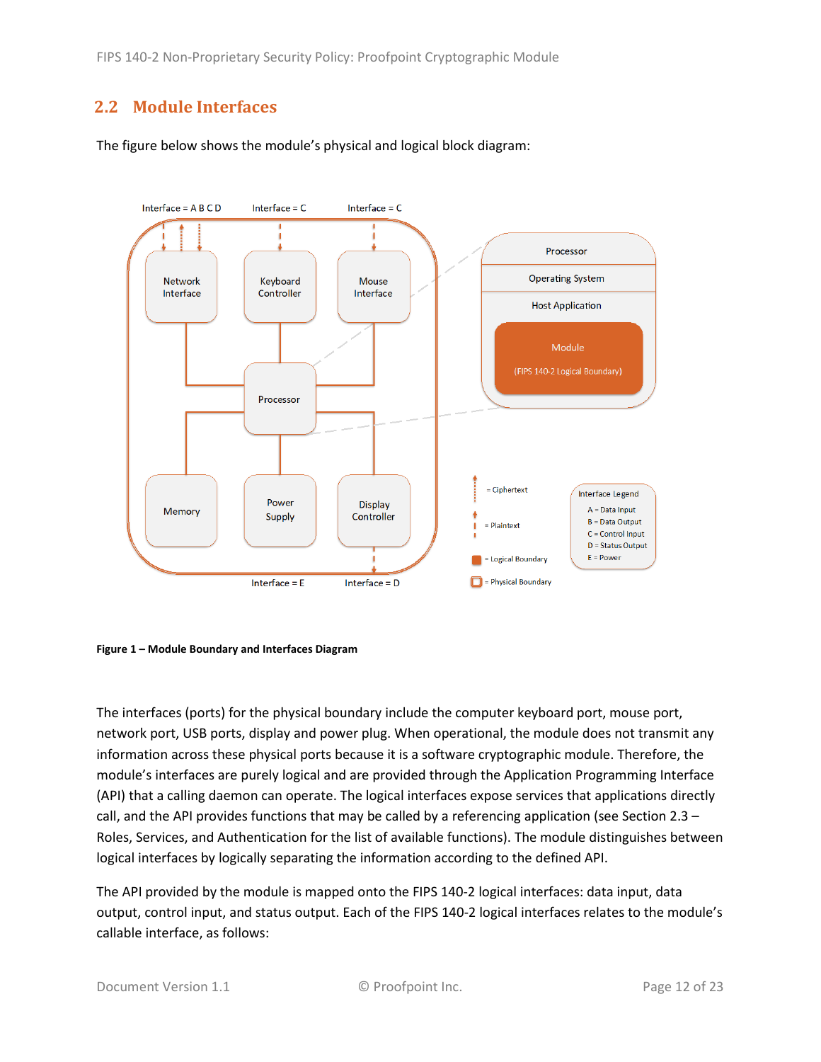## 2.2 Module Interfaces

The figure below shows the module's physical and logical block diagram:

**Figure 1 – Module Boundary and Interfaces Diagram**

The interfaces (ports) for the physical boundary include the computer keyboard port, mouse port, network port, USB ports, display and power plug. When operational, the module does not transmit any information across these physical ports because it is a software cryptographic module. Therefore, the module's interfaces are purely logical and are provided through the Application Programming Interface (API) that a calling daemon can operate. The logical interfaces expose services that applications directly call, and the API provides functions that may be called by a referencing application (see Section 2.3 – Roles, Services, and Authentication for the list of available functions). The module distinguishes between logical interfaces by logically separating the information according to the defined API.

The API provided by the module is mapped onto the FIPS 140-2 logical interfaces: data input, data output, control input, and status output. Each of the FIPS 140-2 logical interfaces relates to the module's callable interface, as follows: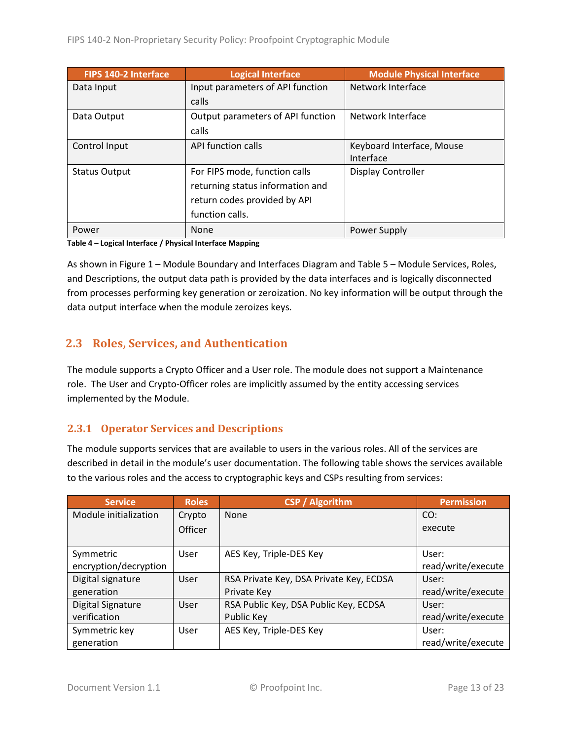| FIPS 140-2 Interface | Logical Interface | Module Physical Interface |
|---|---|---|
| Data Input | Input parameters of API function calls | Network Interface |
| Data Output | Output parameters of API function calls | Network Interface |
| Control Input | API function calls | Keyboard Interface, Mouse Interface |
| Status Output | For FIPS mode, function calls returning status information and return codes provided by API function calls. | Display Controller |
| Power | None | Power Supply |

**Table 4 – Logical Interface / Physical Interface Mapping**

As shown in Figure 1 – Module Boundary and Interfaces Diagram and Table 5 – Module Services, Roles, and Descriptions, the output data path is provided by the data interfaces and is logically disconnected from processes performing key generation or zeroization. No key information will be output through the data output interface when the module zeroizes keys.

## 2.3 Roles, Services, and Authentication

The module supports a Crypto Officer and a User role. The module does not support a Maintenance role. The User and Crypto-Officer roles are implicitly assumed by the entity accessing services implemented by the Module.

### 2.3.1 Operator Services and Descriptions

The module supports services that are available to users in the various roles. All of the services are described in detail in the module's user documentation. The following table shows the services available to the various roles and the access to cryptographic keys and CSPs resulting from services:

| Service | Roles | CSP / Algorithm | Permission |
|---|---|---|---|
| Module initialization | Crypto Officer | None | CO: execute |
| Symmetric encryption/decryption | User | AES Key, Triple-DES Key | User: read/write/execute |
| Digital signature generation | User | RSA Private Key, DSA Private Key, ECDSA Private Key | User: read/write/execute |
| Digital Signature verification | User | RSA Public Key, DSA Public Key, ECDSA Public Key | User: read/write/execute |
| Symmetric key generation | User | AES Key, Triple-DES Key | User: read/write/execute |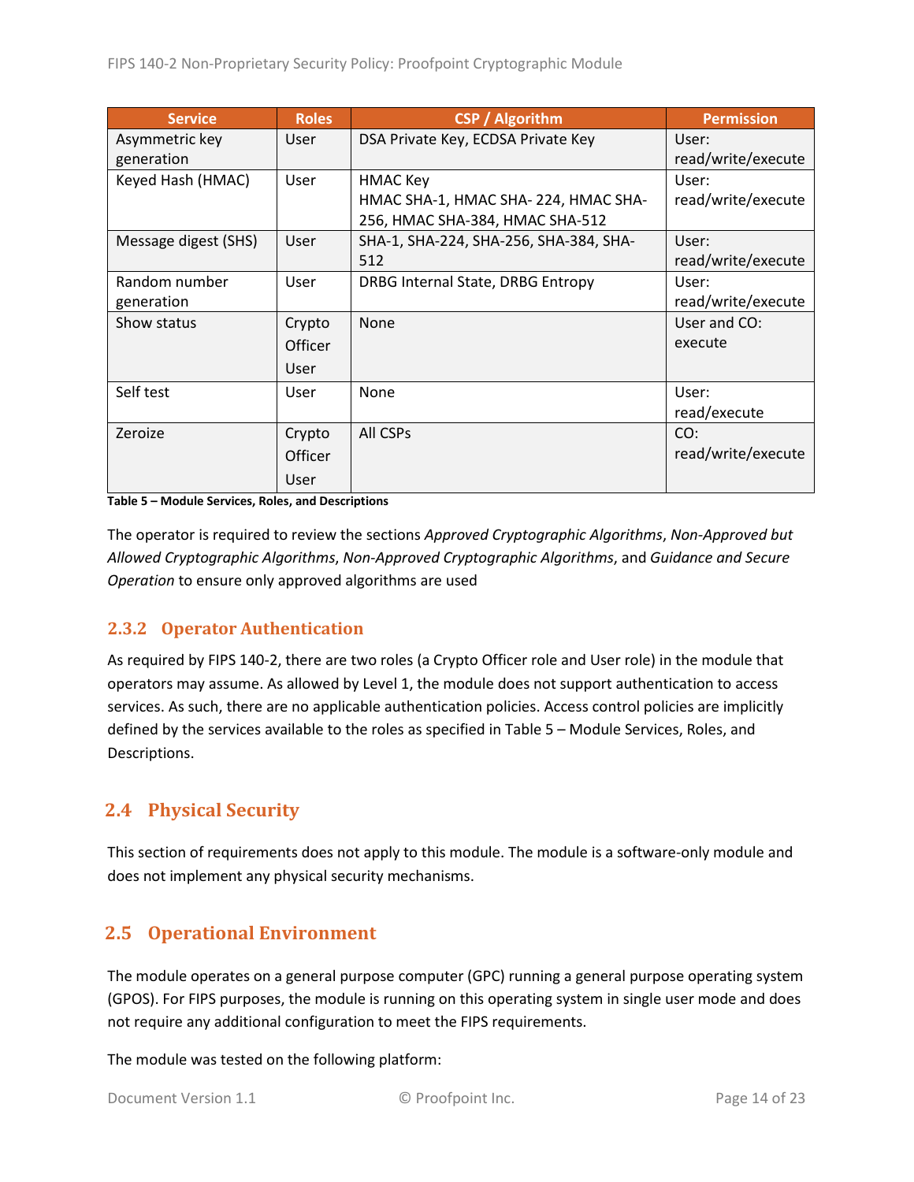| Service | Roles | CSP / Algorithm | Permission |
|---|---|---|---|
| Asymmetric key generation | User | DSA Private Key, ECDSA Private Key | User: read/write/execute |
| Keyed Hash (HMAC) | User | HMAC Key<br>HMAC SHA-1, HMAC SHA- 224, HMAC SHA-256, HMAC SHA-384, HMAC SHA-512 | User: read/write/execute |
| Message digest (SHS) | User | SHA-1, SHA-224, SHA-256, SHA-384, SHA-512 | User: read/write/execute |
| Random number generation | User | DRBG Internal State, DRBG Entropy | User: read/write/execute |
| Show status | Crypto Officer<br>User | None | User and CO: execute |
| Self test | User | None | User: read/execute |
| Zeroize | Crypto Officer<br>User | All CSPs | CO: read/write/execute |

**Table 5 – Module Services, Roles, and Descriptions**

The operator is required to review the sections *Approved Cryptographic Algorithms*, *Non-Approved but Allowed Cryptographic Algorithms*, *Non-Approved Cryptographic Algorithms*, and *Guidance and Secure Operation* to ensure only approved algorithms are used

### 2.3.2 Operator Authentication

As required by FIPS 140-2, there are two roles (a Crypto Officer role and User role) in the module that operators may assume. As allowed by Level 1, the module does not support authentication to access services. As such, there are no applicable authentication policies. Access control policies are implicitly defined by the services available to the roles as specified in Table 5 – Module Services, Roles, and Descriptions.

## 2.4 Physical Security

This section of requirements does not apply to this module. The module is a software-only module and does not implement any physical security mechanisms.

## 2.5 Operational Environment

The module operates on a general purpose computer (GPC) running a general purpose operating system (GPOS). For FIPS purposes, the module is running on this operating system in single user mode and does not require any additional configuration to meet the FIPS requirements.

The module was tested on the following platform: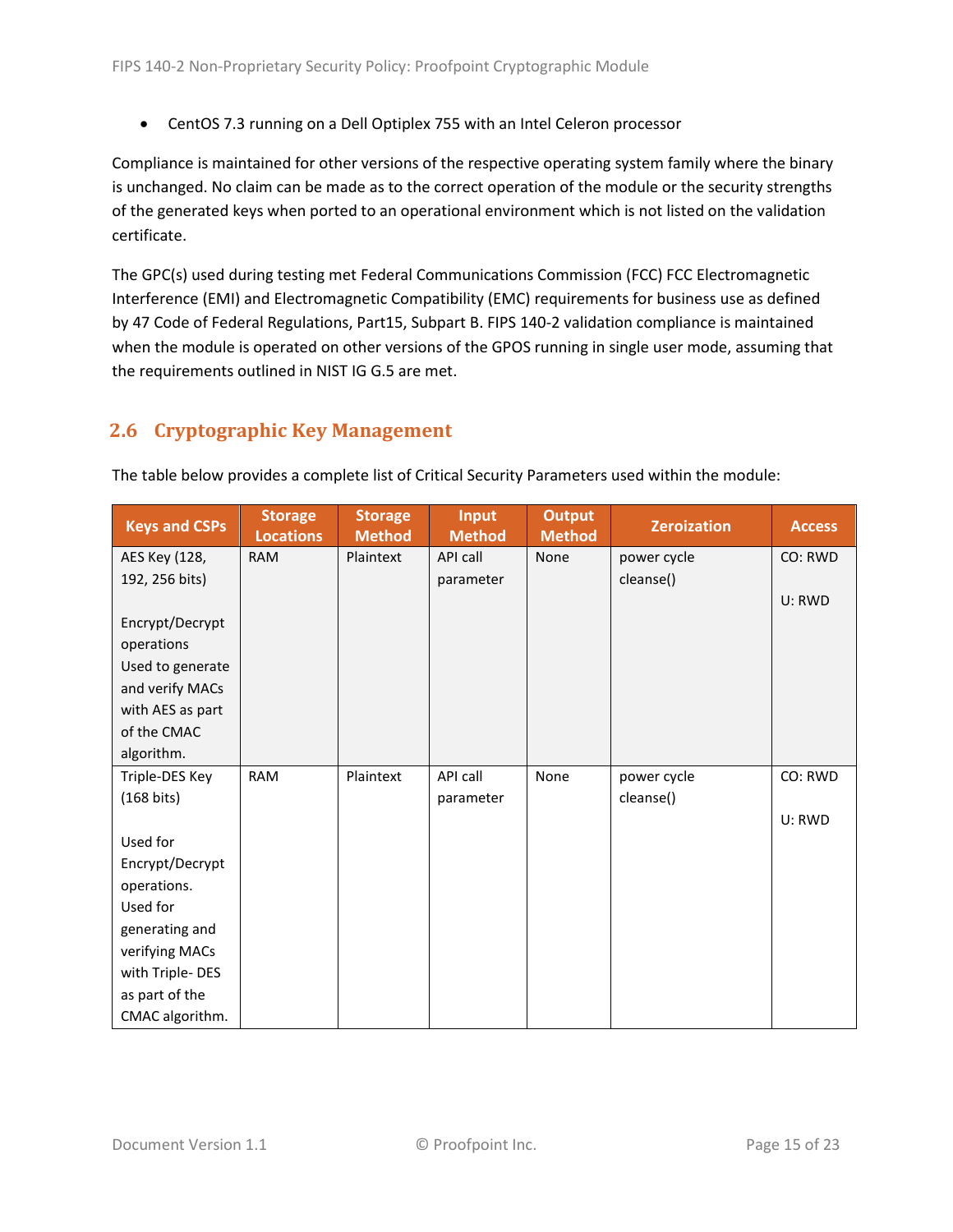- CentOS 7.3 running on a Dell Optiplex 755 with an Intel Celeron processor

Compliance is maintained for other versions of the respective operating system family where the binary is unchanged. No claim can be made as to the correct operation of the module or the security strengths of the generated keys when ported to an operational environment which is not listed on the validation certificate.

The GPC(s) used during testing met Federal Communications Commission (FCC) FCC Electromagnetic Interference (EMI) and Electromagnetic Compatibility (EMC) requirements for business use as defined by 47 Code of Federal Regulations, Part15, Subpart B. FIPS 140-2 validation compliance is maintained when the module is operated on other versions of the GPOS running in single user mode, assuming that the requirements outlined in NIST IG G.5 are met.

## 2.6 Cryptographic Key Management

The table below provides a complete list of Critical Security Parameters used within the module:

| Keys and CSPs | Storage Locations | Storage Method | Input Method | Output Method | Zeroization | Access |
|---|---|---|---|---|---|---|
| AES Key (128, 192, 256 bits)<br><br>Encrypt/Decrypt operations<br>Used to generate and verify MACs with AES as part of the CMAC algorithm. | RAM | Plaintext | API call parameter | None | power cycle<br>cleanse() | CO: RWD<br><br>U: RWD |
| Triple-DES Key (168 bits)<br><br>Used for Encrypt/Decrypt operations.<br>Used for generating and verifying MACs with Triple- DES as part of the CMAC algorithm. | RAM | Plaintext | API call parameter | None | power cycle<br>cleanse() | CO: RWD<br><br>U: RWD |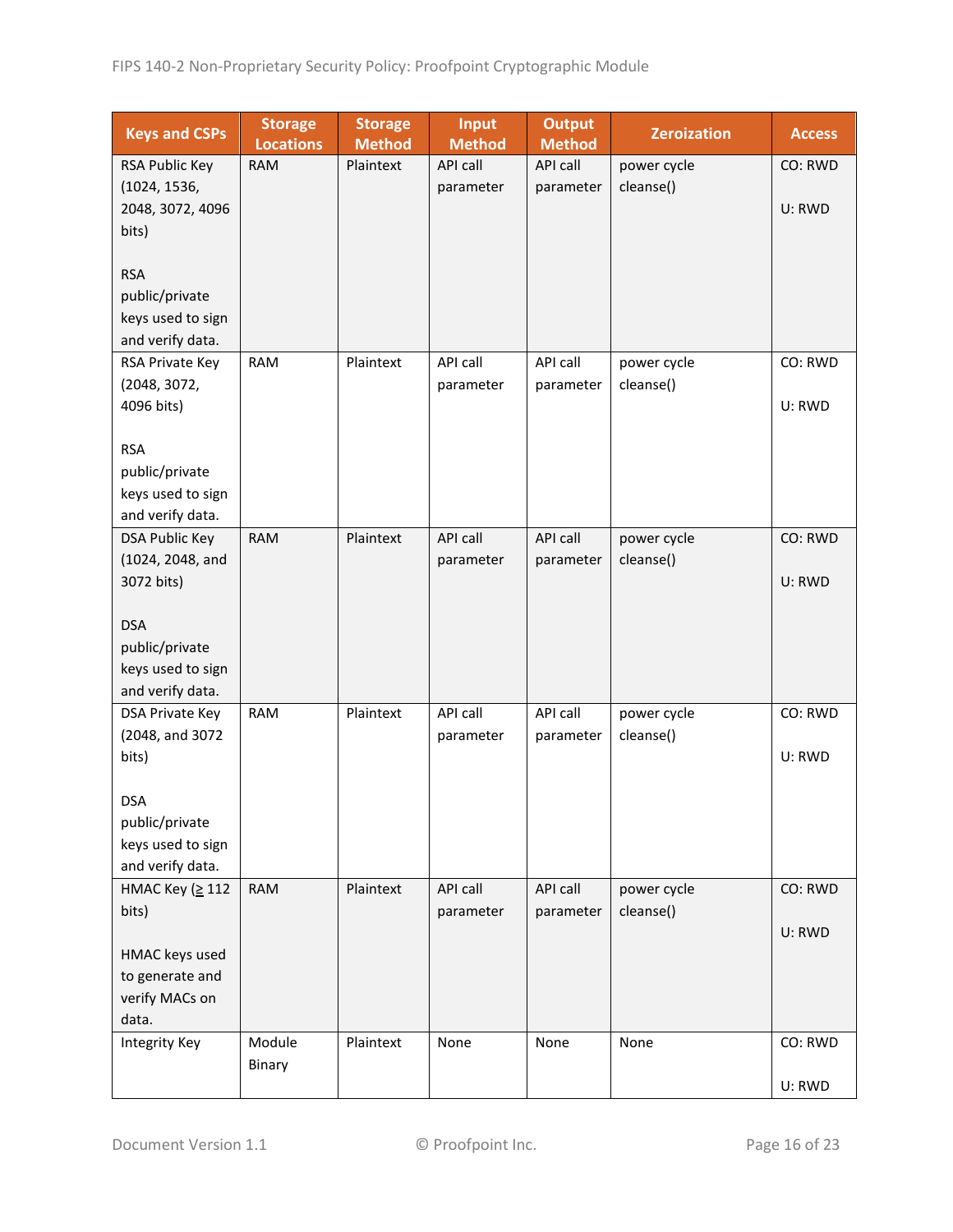| Keys and CSPs | Storage Locations | Storage Method | Input Method | Output Method | Zeroization | Access |
|---|---|---|---|---|---|---|
| RSA Public Key (1024, 1536, 2048, 3072, 4096 bits)<br><br>RSA public/private keys used to sign and verify data. | RAM | Plaintext | API call parameter | API call parameter | power cycle cleanse() | CO: RWD<br><br>U: RWD |
| RSA Private Key (2048, 3072, 4096 bits)<br><br>RSA public/private keys used to sign and verify data. | RAM | Plaintext | API call parameter | API call parameter | power cycle cleanse() | CO: RWD<br><br>U: RWD |
| DSA Public Key (1024, 2048, and 3072 bits)<br><br>DSA public/private keys used to sign and verify data. | RAM | Plaintext | API call parameter | API call parameter | power cycle cleanse() | CO: RWD<br><br>U: RWD |
| DSA Private Key (2048, and 3072 bits)<br><br>DSA public/private keys used to sign and verify data. | RAM | Plaintext | API call parameter | API call parameter | power cycle cleanse() | CO: RWD<br><br>U: RWD |
| HMAC Key (≥ 112 bits)<br><br>HMAC keys used to generate and verify MACs on data. | RAM | Plaintext | API call parameter | API call parameter | power cycle cleanse() | CO: RWD<br><br>U: RWD |
| Integrity Key | Module Binary | Plaintext | None | None | None | CO: RWD<br><br>U: RWD |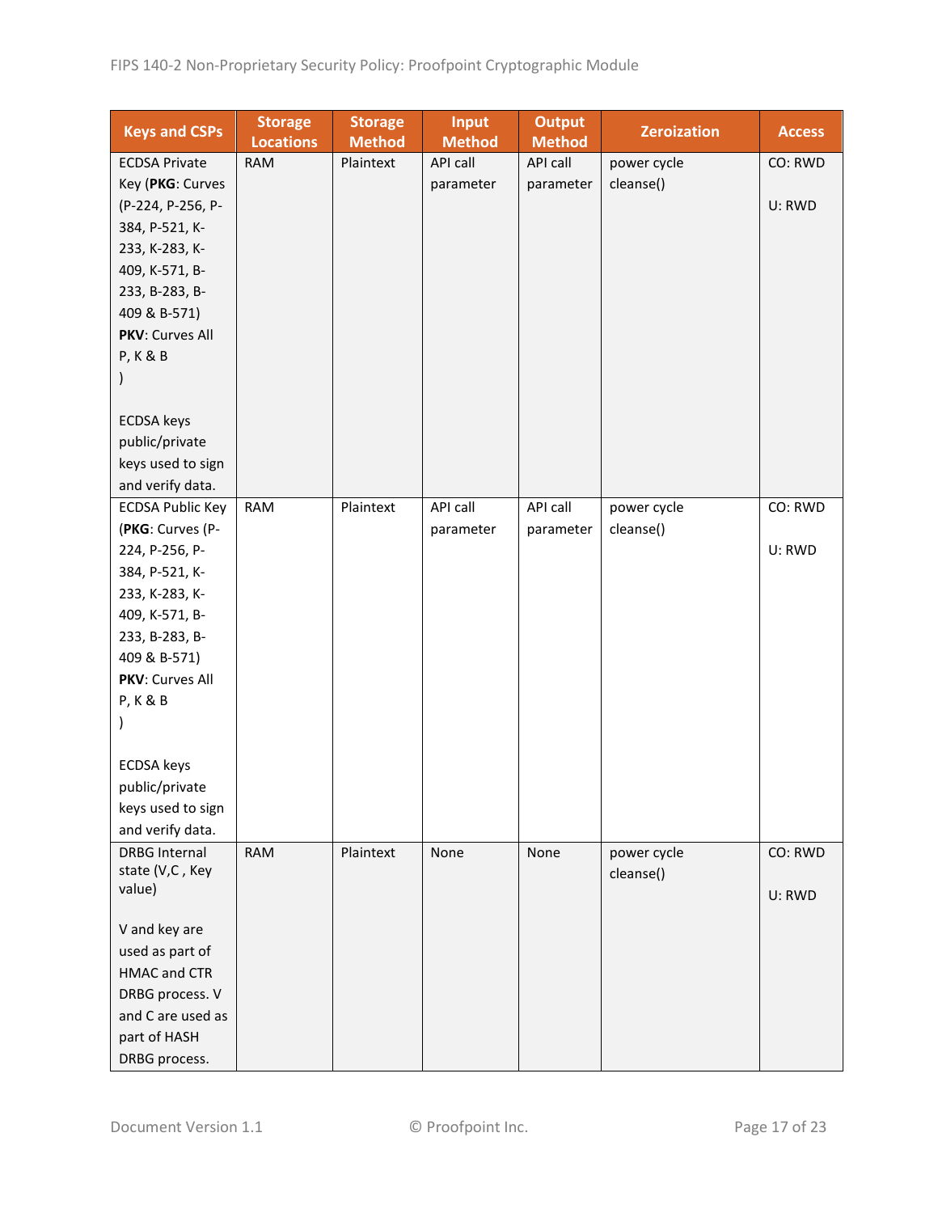| Keys and CSPs | Storage Locations | Storage Method | Input Method | Output Method | Zeroization | Access |
|---|---|---|---|---|---|---|
| ECDSA Private Key (**PKG**: Curves (P-224, P-256, P-384, P-521, K-233, K-283, K-409, K-571, B-233, B-283, B-409 & B-571) **PKV**: Curves All P, K & B )<br><br>ECDSA keys public/private keys used to sign and verify data. | RAM | Plaintext | API call parameter | API call parameter | power cycle cleanse() | CO: RWD<br><br>U: RWD |
| ECDSA Public Key (**PKG**: Curves (P-224, P-256, P-384, P-521, K-233, K-283, K-409, K-571, B-233, B-283, B-409 & B-571) **PKV**: Curves All P, K & B )<br><br>ECDSA keys public/private keys used to sign and verify data. | RAM | Plaintext | API call parameter | API call parameter | power cycle cleanse() | CO: RWD<br><br>U: RWD |
| DRBG Internal state (V,C , Key value)<br><br>V and key are used as part of HMAC and CTR DRBG process. V and C are used as part of HASH DRBG process. | RAM | Plaintext | None | None | power cycle cleanse() | CO: RWD<br><br>U: RWD |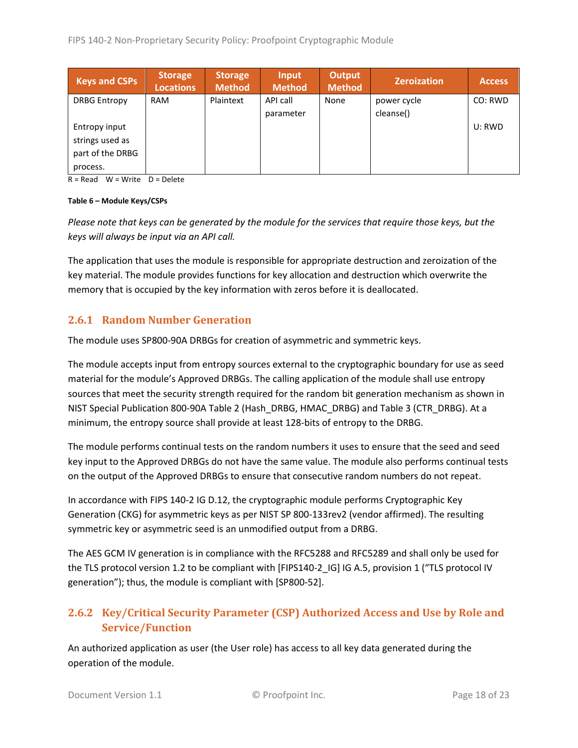| Keys and CSPs | Storage Locations | Storage Method | Input Method | Output Method | Zeroization | Access |
|---|---|---|---|---|---|---|
| DRBG Entropy<br><br>Entropy input strings used as part of the DRBG process. | RAM | Plaintext | API call parameter | None | power cycle cleanse() | CO: RWD<br><br>U: RWD |

R = Read W = Write D = Delete

**Table 6 – Module Keys/CSPs**

*Please note that keys can be generated by the module for the services that require those keys, but the keys will always be input via an API call.*

The application that uses the module is responsible for appropriate destruction and zeroization of the key material. The module provides functions for key allocation and destruction which overwrite the memory that is occupied by the key information with zeros before it is deallocated.

### 2.6.1 Random Number Generation

The module uses SP800-90A DRBGs for creation of asymmetric and symmetric keys.

The module accepts input from entropy sources external to the cryptographic boundary for use as seed material for the module's Approved DRBGs. The calling application of the module shall use entropy sources that meet the security strength required for the random bit generation mechanism as shown in NIST Special Publication 800-90A Table 2 (Hash_DRBG, HMAC_DRBG) and Table 3 (CTR_DRBG). At a minimum, the entropy source shall provide at least 128-bits of entropy to the DRBG.

The module performs continual tests on the random numbers it uses to ensure that the seed and seed key input to the Approved DRBGs do not have the same value. The module also performs continual tests on the output of the Approved DRBGs to ensure that consecutive random numbers do not repeat.

In accordance with FIPS 140-2 IG D.12, the cryptographic module performs Cryptographic Key Generation (CKG) for asymmetric keys as per NIST SP 800-133rev2 (vendor affirmed). The resulting symmetric key or asymmetric seed is an unmodified output from a DRBG.

The AES GCM IV generation is in compliance with the RFC5288 and RFC5289 and shall only be used for the TLS protocol version 1.2 to be compliant with [FIPS140-2_IG] IG A.5, provision 1 ("TLS protocol IV generation"); thus, the module is compliant with [SP800-52].

### 2.6.2 Key/Critical Security Parameter (CSP) Authorized Access and Use by Role and Service/Function

An authorized application as user (the User role) has access to all key data generated during the operation of the module.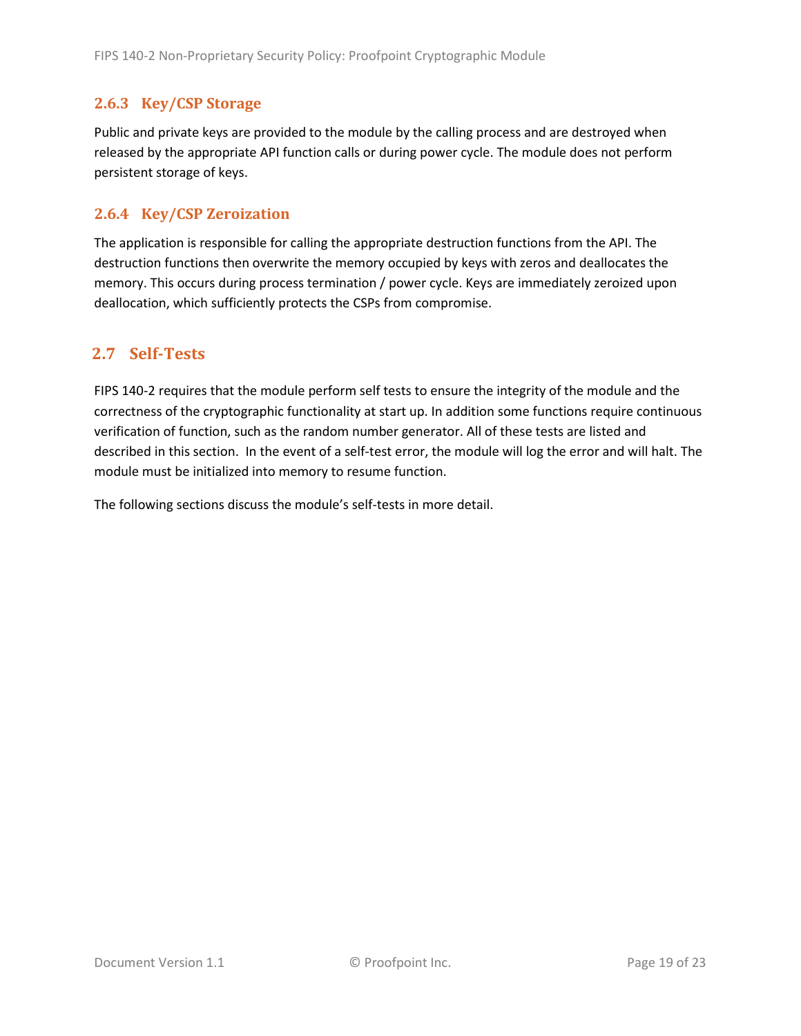### 2.6.3 Key/CSP Storage

Public and private keys are provided to the module by the calling process and are destroyed when released by the appropriate API function calls or during power cycle. The module does not perform persistent storage of keys.

### 2.6.4 Key/CSP Zeroization

The application is responsible for calling the appropriate destruction functions from the API. The destruction functions then overwrite the memory occupied by keys with zeros and deallocates the memory. This occurs during process termination / power cycle. Keys are immediately zeroized upon deallocation, which sufficiently protects the CSPs from compromise.

## 2.7 Self-Tests

FIPS 140-2 requires that the module perform self tests to ensure the integrity of the module and the correctness of the cryptographic functionality at start up. In addition some functions require continuous verification of function, such as the random number generator. All of these tests are listed and described in this section. In the event of a self-test error, the module will log the error and will halt. The module must be initialized into memory to resume function.

The following sections discuss the module's self-tests in more detail.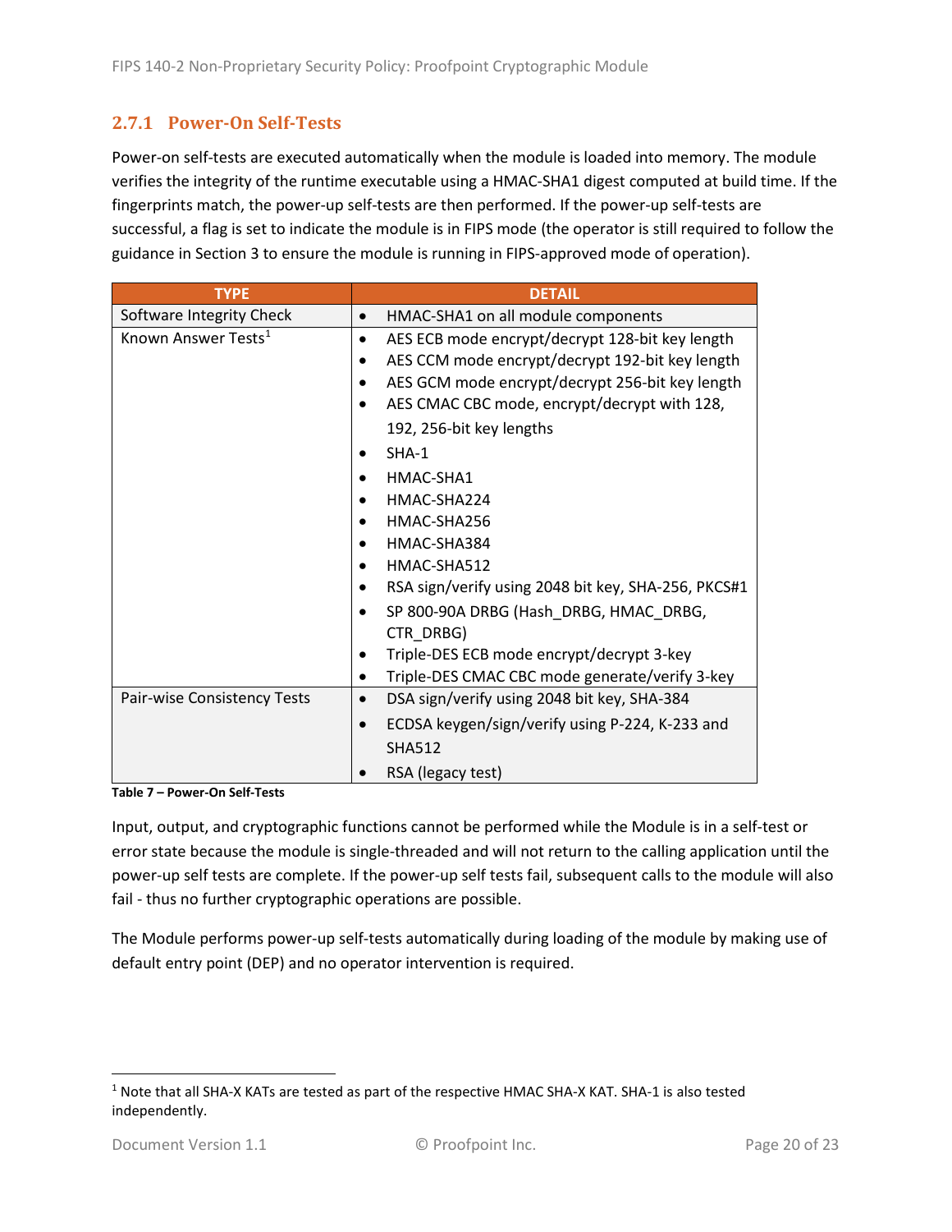### 2.7.1 Power-On Self-Tests

Power-on self-tests are executed automatically when the module is loaded into memory. The module verifies the integrity of the runtime executable using a HMAC-SHA1 digest computed at build time. If the fingerprints match, the power-up self-tests are then performed. If the power-up self-tests are successful, a flag is set to indicate the module is in FIPS mode (the operator is still required to follow the guidance in Section 3 to ensure the module is running in FIPS-approved mode of operation).

| TYPE | DETAIL |
|---|---|
| Software Integrity Check | • HMAC-SHA1 on all module components |
| Known Answer Tests[1] | • AES ECB mode encrypt/decrypt 128-bit key length<br>• AES CCM mode encrypt/decrypt 192-bit key length<br>• AES GCM mode encrypt/decrypt 256-bit key length<br>• AES CMAC CBC mode, encrypt/decrypt with 128, 192, 256-bit key lengths<br>• SHA-1<br>• HMAC-SHA1<br>• HMAC-SHA224<br>• HMAC-SHA256<br>• HMAC-SHA384<br>• HMAC-SHA512<br>• RSA sign/verify using 2048 bit key, SHA-256, PKCS#1<br>• SP 800-90A DRBG (Hash_DRBG, HMAC_DRBG, CTR_DRBG)<br>• Triple-DES ECB mode encrypt/decrypt 3-key<br>• Triple-DES CMAC CBC mode generate/verify 3-key |
| Pair-wise Consistency Tests | • DSA sign/verify using 2048 bit key, SHA-384<br>• ECDSA keygen/sign/verify using P-224, K-233 and SHA512<br>• RSA (legacy test) |

**Table 7 – Power-On Self-Tests**

Input, output, and cryptographic functions cannot be performed while the Module is in a self-test or error state because the module is single-threaded and will not return to the calling application until the power-up self tests are complete. If the power-up self tests fail, subsequent calls to the module will also fail - thus no further cryptographic operations are possible.

The Module performs power-up self-tests automatically during loading of the module by making use of default entry point (DEP) and no operator intervention is required.

---

[1] Note that all SHA-X KATs are tested as part of the respective HMAC SHA-X KAT. SHA-1 is also tested independently.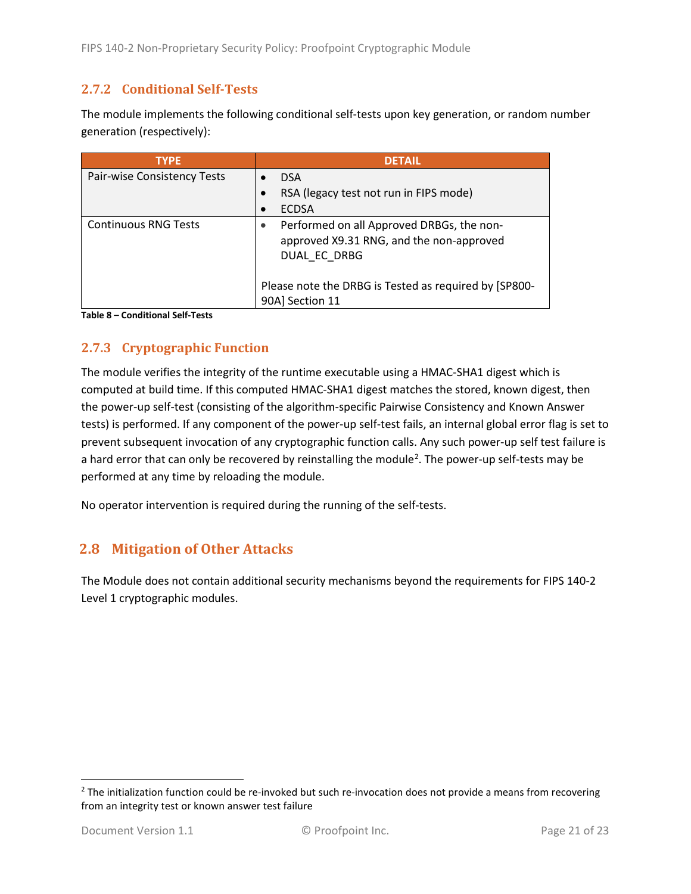### 2.7.2 Conditional Self-Tests

The module implements the following conditional self-tests upon key generation, or random number generation (respectively):

| TYPE | DETAIL |
|---|---|
| Pair-wise Consistency Tests | • DSA<br>• RSA (legacy test not run in FIPS mode)<br>• ECDSA |
| Continuous RNG Tests | • Performed on all Approved DRBGs, the non-approved X9.31 RNG, and the non-approved DUAL_EC_DRBG<br><br>Please note the DRBG is Tested as required by [SP800-90A] Section 11 |

**Table 8 – Conditional Self-Tests**

### 2.7.3 Cryptographic Function

The module verifies the integrity of the runtime executable using a HMAC-SHA1 digest which is computed at build time. If this computed HMAC-SHA1 digest matches the stored, known digest, then the power-up self-test (consisting of the algorithm-specific Pairwise Consistency and Known Answer tests) is performed. If any component of the power-up self-test fails, an internal global error flag is set to prevent subsequent invocation of any cryptographic function calls. Any such power-up self test failure is a hard error that can only be recovered by reinstalling the module[2]. The power-up self-tests may be performed at any time by reloading the module.

No operator intervention is required during the running of the self-tests.

## 2.8 Mitigation of Other Attacks

The Module does not contain additional security mechanisms beyond the requirements for FIPS 140-2 Level 1 cryptographic modules.

---

[2] The initialization function could be re-invoked but such re-invocation does not provide a means from recovering from an integrity test or known answer test failure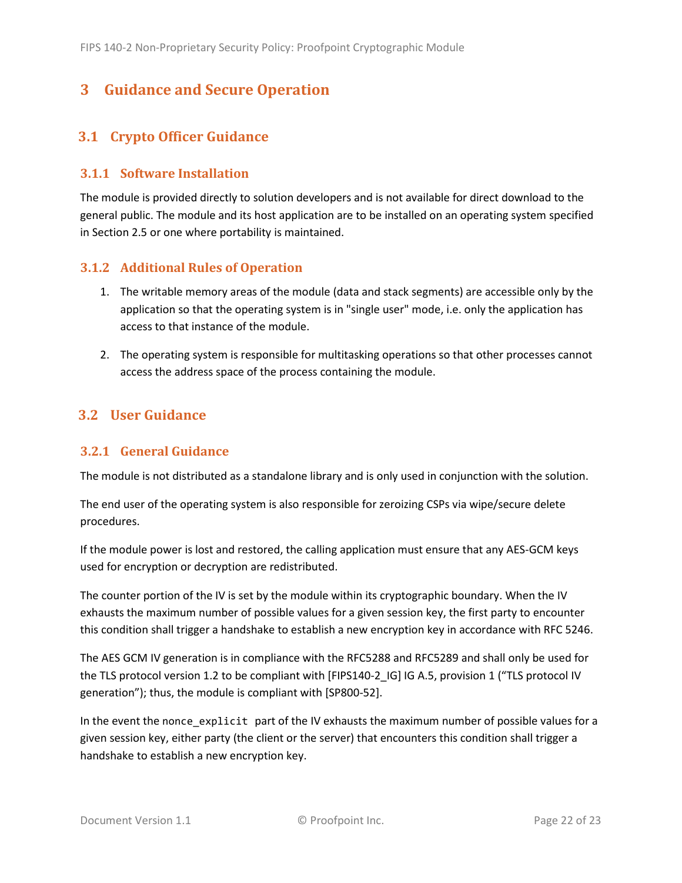# 3 Guidance and Secure Operation

## 3.1 Crypto Officer Guidance

### 3.1.1 Software Installation

The module is provided directly to solution developers and is not available for direct download to the general public. The module and its host application are to be installed on an operating system specified in Section 2.5 or one where portability is maintained.

### 3.1.2 Additional Rules of Operation

1. The writable memory areas of the module (data and stack segments) are accessible only by the application so that the operating system is in "single user" mode, i.e. only the application has access to that instance of the module.

2. The operating system is responsible for multitasking operations so that other processes cannot access the address space of the process containing the module.

## 3.2 User Guidance

### 3.2.1 General Guidance

The module is not distributed as a standalone library and is only used in conjunction with the solution.

The end user of the operating system is also responsible for zeroizing CSPs via wipe/secure delete procedures.

If the module power is lost and restored, the calling application must ensure that any AES-GCM keys used for encryption or decryption are redistributed.

The counter portion of the IV is set by the module within its cryptographic boundary. When the IV exhausts the maximum number of possible values for a given session key, the first party to encounter this condition shall trigger a handshake to establish a new encryption key in accordance with RFC 5246.

The AES GCM IV generation is in compliance with the RFC5288 and RFC5289 and shall only be used for the TLS protocol version 1.2 to be compliant with [FIPS140-2_IG] IG A.5, provision 1 (“TLS protocol IV generation”); thus, the module is compliant with [SP800-52].

In the event the `nonce_explicit` part of the IV exhausts the maximum number of possible values for a given session key, either party (the client or the server) that encounters this condition shall trigger a handshake to establish a new encryption key.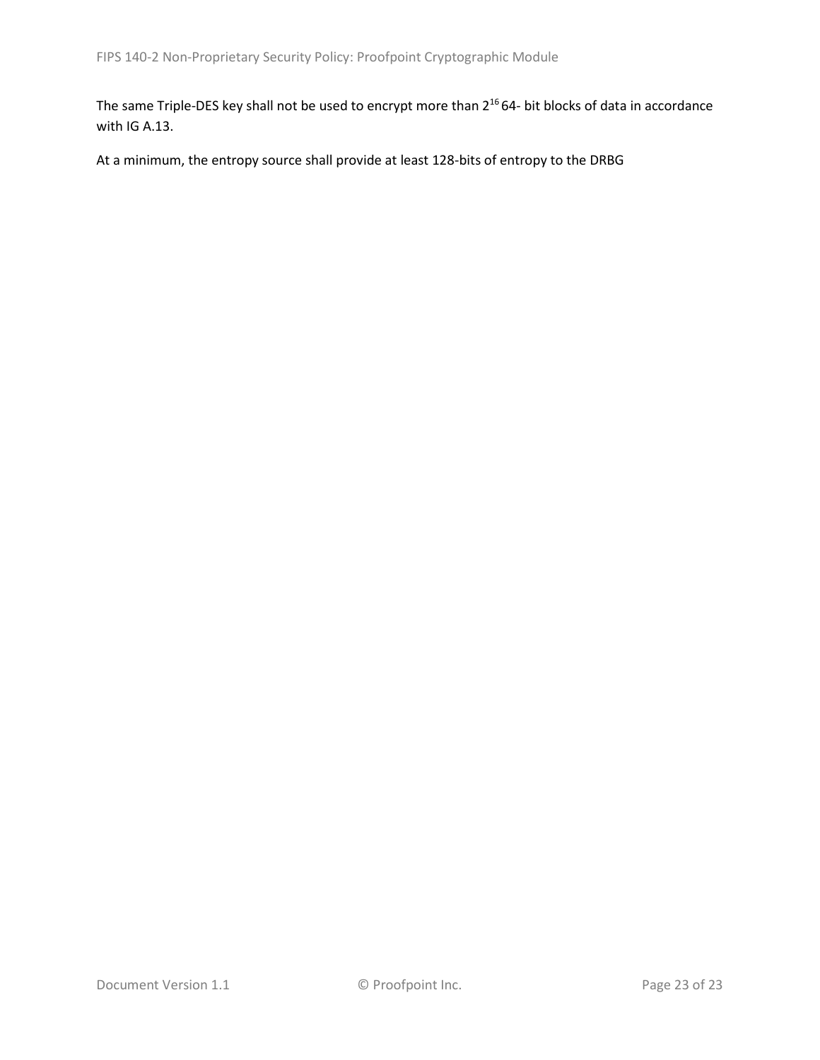The same Triple-DES key shall not be used to encrypt more than $2^{16}$ 64- bit blocks of data in accordance with IG A.13.

At a minimum, the entropy source shall provide at least 128-bits of entropy to the DRBG